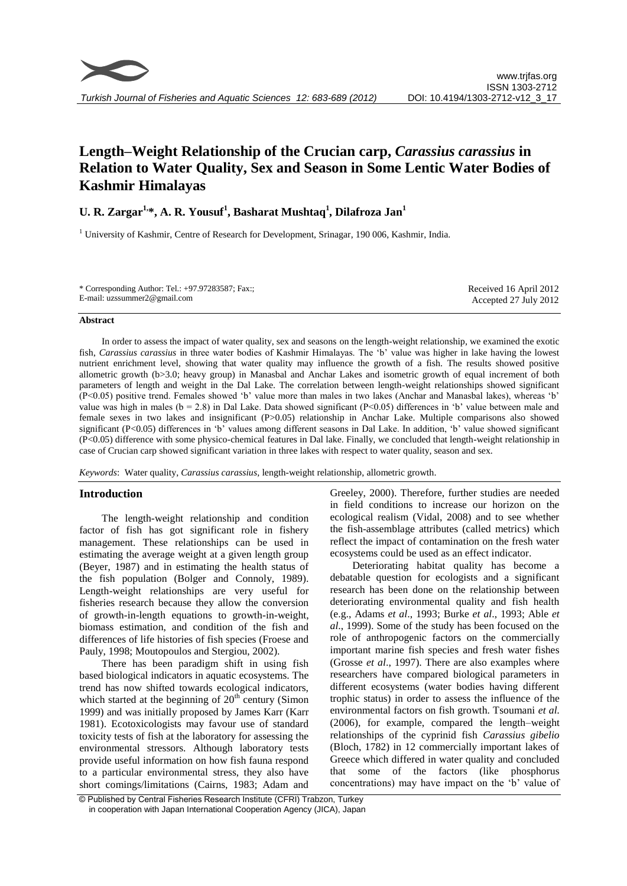# Length–Weight Relationship of the Crucian carp, *Carassius carassius* in Relation to Water Quality, Sex and Season in Some Lentic Water Bodies of Kashmir Himalayas

**U. R. Zargar[1,*], A. R. Yousuf[1], Basharat Mushtaq[1], Dilafroza Jan[1]**

[1] University of Kashmir, Centre of Research for Development, Srinagar, 190 006, Kashmir, India.

\* Corresponding Author: Tel.: +97.97283587; Fax:;
E-mail: uzssummer2@gmail.com

Received 16 April 2012
Accepted 27 July 2012

## Abstract

In order to assess the impact of water quality, sex and seasons on the length-weight relationship, we examined the exotic fish, *Carassius carassius* in three water bodies of Kashmir Himalayas. The 'b' value was higher in lake having the lowest nutrient enrichment level, showing that water quality may influence the growth of a fish. The results showed positive allometric growth (b>3.0; heavy group) in Manasbal and Anchar Lakes and isometric growth of equal increment of both parameters of length and weight in the Dal Lake. The correlation between length-weight relationships showed significant (P<0.05) positive trend. Females showed 'b' value more than males in two lakes (Anchar and Manasbal lakes), whereas 'b' value was high in males (b = 2.8) in Dal Lake. Data showed significant (P<0.05) differences in 'b' value between male and female sexes in two lakes and insignificant (P>0.05) relationship in Anchar Lake. Multiple comparisons also showed significant (P<0.05) differences in 'b' values among different seasons in Dal Lake. In addition, 'b' value showed significant (P<0.05) difference with some physico-chemical features in Dal lake. Finally, we concluded that length-weight relationship in case of Crucian carp showed significant variation in three lakes with respect to water quality, season and sex.

*Keywords*: Water quality, *Carassius carassius*, length-weight relationship, allometric growth.

## Introduction

The length-weight relationship and condition factor of fish has got significant role in fishery management. These relationships can be used in estimating the average weight at a given length group (Beyer, 1987) and in estimating the health status of the fish population (Bolger and Connoly, 1989). Length-weight relationships are very useful for fisheries research because they allow the conversion of growth-in-length equations to growth-in-weight, biomass estimation, and condition of the fish and differences of life histories of fish species (Froese and Pauly, 1998; Moutopoulos and Stergiou, 2002).

There has been paradigm shift in using fish based biological indicators in aquatic ecosystems. The trend has now shifted towards ecological indicators, which started at the beginning of $20^{th}$ century (Simon 1999) and was initially proposed by James Karr (Karr 1981). Ecotoxicologists may favour use of standard toxicity tests of fish at the laboratory for assessing the environmental stressors. Although laboratory tests provide useful information on how fish fauna respond to a particular environmental stress, they also have short comings/limitations (Cairns, 1983; Adam and Greeley, 2000). Therefore, further studies are needed in field conditions to increase our horizon on the ecological realism (Vidal, 2008) and to see whether the fish-assemblage attributes (called metrics) which reflect the impact of contamination on the fresh water ecosystems could be used as an effect indicator.

Deteriorating habitat quality has become a debatable question for ecologists and a significant research has been done on the relationship between deteriorating environmental quality and fish health (e.g., Adams *et al*., 1993; Burke *et al*., 1993; Able *et al*., 1999). Some of the study has been focused on the role of anthropogenic factors on the commercially important marine fish species and fresh water fishes (Grosse *et al*., 1997). There are also examples where researchers have compared biological parameters in different ecosystems (water bodies having different trophic status) in order to assess the influence of the environmental factors on fish growth. Tsoumani *et al.* (2006), for example, compared the length–weight relationships of the cyprinid fish *Carassius gibelio* (Bloch, 1782) in 12 commercially important lakes of Greece which differed in water quality and concluded that some of the factors (like phosphorus concentrations) may have impact on the 'b' value of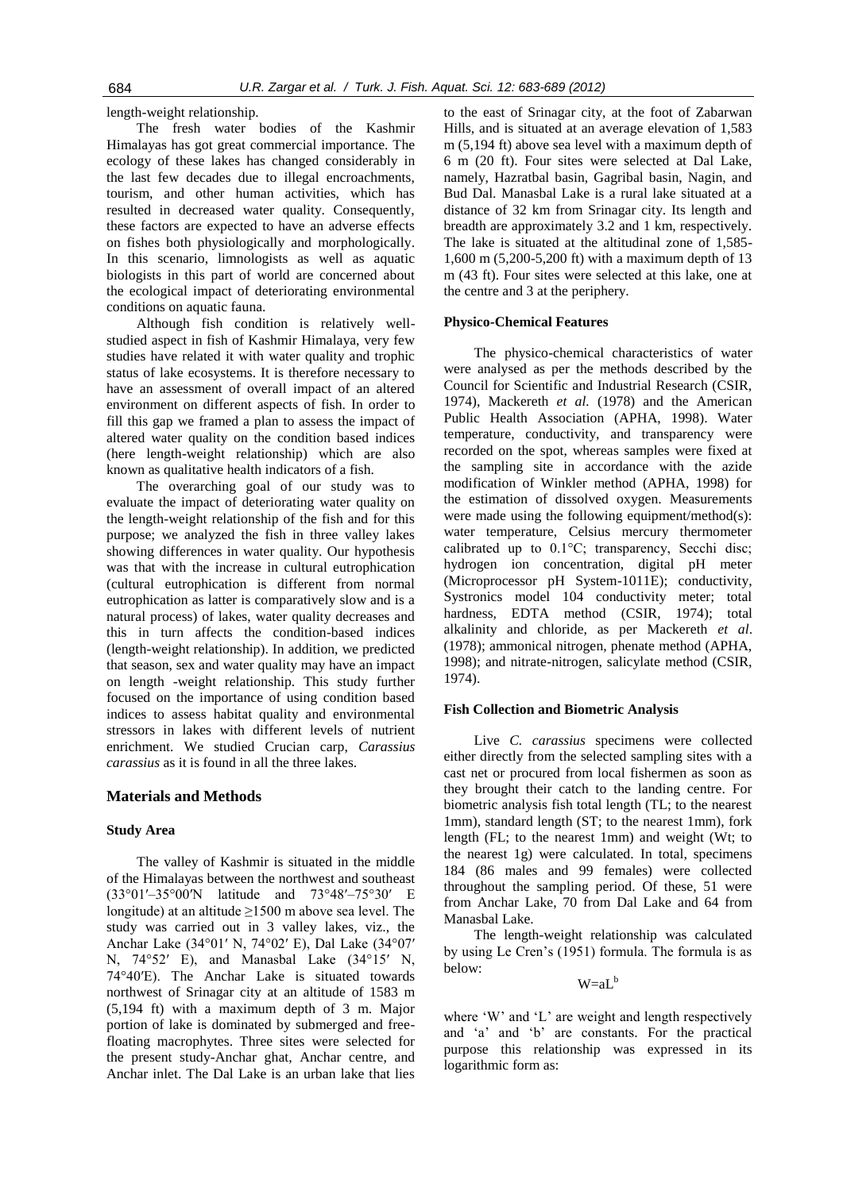length-weight relationship.

The fresh water bodies of the Kashmir Himalayas has got great commercial importance. The ecology of these lakes has changed considerably in the last few decades due to illegal encroachments, tourism, and other human activities, which has resulted in decreased water quality. Consequently, these factors are expected to have an adverse effects on fishes both physiologically and morphologically. In this scenario, limnologists as well as aquatic biologists in this part of world are concerned about the ecological impact of deteriorating environmental conditions on aquatic fauna.

Although fish condition is relatively well-studied aspect in fish of Kashmir Himalaya, very few studies have related it with water quality and trophic status of lake ecosystems. It is therefore necessary to have an assessment of overall impact of an altered environment on different aspects of fish. In order to fill this gap we framed a plan to assess the impact of altered water quality on the condition based indices (here length-weight relationship) which are also known as qualitative health indicators of a fish.

The overarching goal of our study was to evaluate the impact of deteriorating water quality on the length-weight relationship of the fish and for this purpose; we analyzed the fish in three valley lakes showing differences in water quality. Our hypothesis was that with the increase in cultural eutrophication (cultural eutrophication is different from normal eutrophication as latter is comparatively slow and is a natural process) of lakes, water quality decreases and this in turn affects the condition-based indices (length-weight relationship). In addition, we predicted that season, sex and water quality may have an impact on length -weight relationship. This study further focused on the importance of using condition based indices to assess habitat quality and environmental stressors in lakes with different levels of nutrient enrichment. We studied Crucian carp, *Carassius carassius* as it is found in all the three lakes.

## Materials and Methods

### Study Area

The valley of Kashmir is situated in the middle of the Himalayas between the northwest and southeast (33°01′–35°00′N latitude and 73°48′–75°30′ E longitude) at an altitude ≥1500 m above sea level. The study was carried out in 3 valley lakes, viz., the Anchar Lake (34°01′ N, 74°02′ E), Dal Lake (34°07′ N, 74°52′ E), and Manasbal Lake (34°15′ N, 74°40′E). The Anchar Lake is situated towards northwest of Srinagar city at an altitude of 1583 m (5,194 ft) with a maximum depth of 3 m. Major portion of lake is dominated by submerged and free-floating macrophytes. Three sites were selected for the present study-Anchar ghat, Anchar centre, and Anchar inlet. The Dal Lake is an urban lake that lies to the east of Srinagar city, at the foot of Zabarwan Hills, and is situated at an average elevation of 1,583 m (5,194 ft) above sea level with a maximum depth of 6 m (20 ft). Four sites were selected at Dal Lake, namely, Hazratbal basin, Gagribal basin, Nagin, and Bud Dal. Manasbal Lake is a rural lake situated at a distance of 32 km from Srinagar city. Its length and breadth are approximately 3.2 and 1 km, respectively. The lake is situated at the altitudinal zone of 1,585-1,600 m (5,200-5,200 ft) with a maximum depth of 13 m (43 ft). Four sites were selected at this lake, one at the centre and 3 at the periphery.

### Physico-Chemical Features

The physico-chemical characteristics of water were analysed as per the methods described by the Council for Scientific and Industrial Research (CSIR, 1974), Mackereth *et al.* (1978) and the American Public Health Association (APHA, 1998). Water temperature, conductivity, and transparency were recorded on the spot, whereas samples were fixed at the sampling site in accordance with the azide modification of Winkler method (APHA, 1998) for the estimation of dissolved oxygen. Measurements were made using the following equipment/method(s): water temperature, Celsius mercury thermometer calibrated up to 0.1°C; transparency, Secchi disc; hydrogen ion concentration, digital pH meter (Microprocessor pH System-1011E); conductivity, Systronics model 104 conductivity meter; total hardness, EDTA method (CSIR, 1974); total alkalinity and chloride, as per Mackereth *et al*. (1978); ammonical nitrogen, phenate method (APHA, 1998); and nitrate-nitrogen, salicylate method (CSIR, 1974).

### Fish Collection and Biometric Analysis

Live *C. carassius* specimens were collected either directly from the selected sampling sites with a cast net or procured from local fishermen as soon as they brought their catch to the landing centre. For biometric analysis fish total length (TL; to the nearest 1mm), standard length (ST; to the nearest 1mm), fork length (FL; to the nearest 1mm) and weight (Wt; to the nearest 1g) were calculated. In total, specimens 184 (86 males and 99 females) were collected throughout the sampling period. Of these, 51 were from Anchar Lake, 70 from Dal Lake and 64 from Manasbal Lake.

The length-weight relationship was calculated by using Le Cren's (1951) formula. The formula is as below:

$$W = aL^b$$

where 'W' and 'L' are weight and length respectively and 'a' and 'b' are constants. For the practical purpose this relationship was expressed in its logarithmic form as: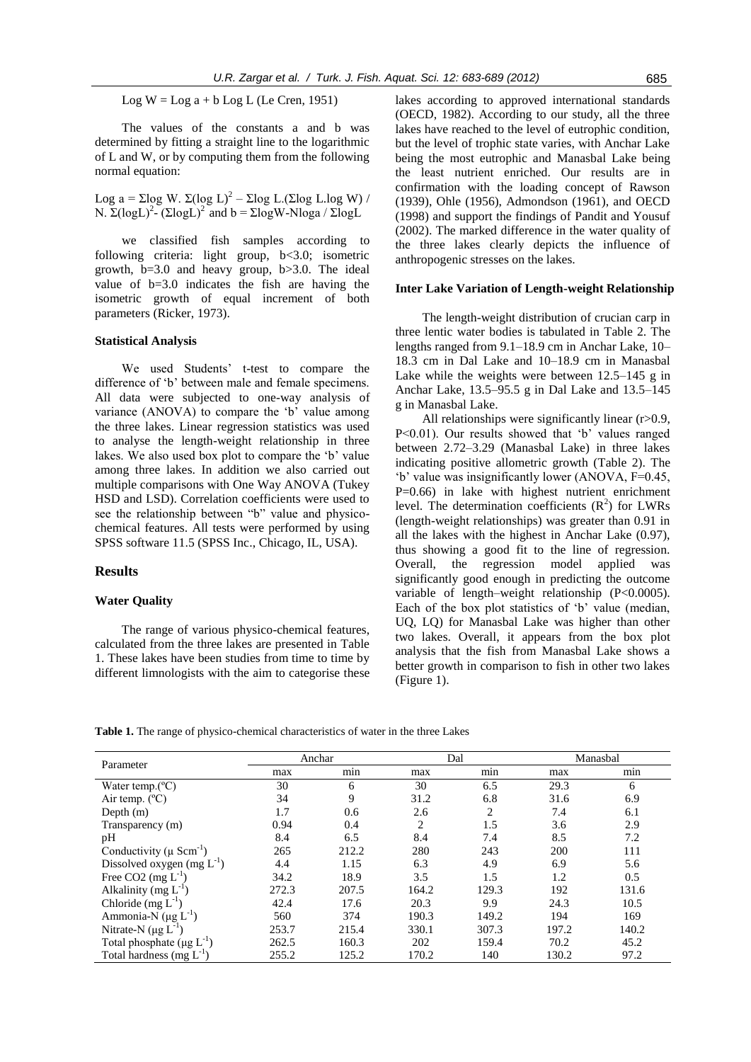$$\text{Log } W = \text{Log } a + b \text{ Log } L \text{ (Le Cren, 1951)}$$

The values of the constants a and b was determined by fitting a straight line to the logarithmic of L and W, or by computing them from the following normal equation:

$\text{Log } a = \Sigma\log W.\ \Sigma(\log L)^2 - \Sigma\log L.(\Sigma\log L.\log W) / N.\ \Sigma(\log L)^2 - (\Sigma\log L)^2$ and $b = \Sigma\log W - N\log a / \Sigma\log L$

we classified fish samples according to following criteria: light group, $b<3.0$; isometric growth, $b=3.0$ and heavy group, $b>3.0$. The ideal value of $b=3.0$ indicates the fish are having the isometric growth of equal increment of both parameters (Ricker, 1973).

### Statistical Analysis

We used Students' t-test to compare the difference of 'b' between male and female specimens. All data were subjected to one-way analysis of variance (ANOVA) to compare the 'b' value among the three lakes. Linear regression statistics was used to analyse the length-weight relationship in three lakes. We also used box plot to compare the 'b' value among three lakes. In addition we also carried out multiple comparisons with One Way ANOVA (Tukey HSD and LSD). Correlation coefficients were used to see the relationship between "b" value and physico-chemical features. All tests were performed by using SPSS software 11.5 (SPSS Inc., Chicago, IL, USA).

## Results

### Water Quality

The range of various physico-chemical features, calculated from the three lakes are presented in Table 1. These lakes have been studies from time to time by different limnologists with the aim to categorise these lakes according to approved international standards (OECD, 1982). According to our study, all the three lakes have reached to the level of eutrophic condition, but the level of trophic state varies, with Anchar Lake being the most eutrophic and Manasbal Lake being the least nutrient enriched. Our results are in confirmation with the loading concept of Rawson (1939), Ohle (1956), Admondson (1961), and OECD (1998) and support the findings of Pandit and Yousuf (2002). The marked difference in the water quality of the three lakes clearly depicts the influence of anthropogenic stresses on the lakes.

### Inter Lake Variation of Length-weight Relationship

The length-weight distribution of crucian carp in three lentic water bodies is tabulated in Table 2. The lengths ranged from 9.1–18.9 cm in Anchar Lake, 10–18.3 cm in Dal Lake and 10–18.9 cm in Manasbal Lake while the weights were between 12.5–145 g in Anchar Lake, 13.5–95.5 g in Dal Lake and 13.5–145 g in Manasbal Lake.

All relationships were significantly linear ($r>0.9$, $P<0.01$). Our results showed that 'b' values ranged between 2.72–3.29 (Manasbal Lake) in three lakes indicating positive allometric growth (Table 2). The 'b' value was insignificantly lower (ANOVA, $F=0.45$, $P=0.66$) in lake with highest nutrient enrichment level. The determination coefficients ($R^2$) for LWRs (length-weight relationships) was greater than 0.91 in all the lakes with the highest in Anchar Lake (0.97), thus showing a good fit to the line of regression. Overall, the regression model applied was significantly good enough in predicting the outcome variable of length–weight relationship ($P<0.0005$). Each of the box plot statistics of 'b' value (median, UQ, LQ) for Manasbal Lake was higher than other two lakes. Overall, it appears from the box plot analysis that the fish from Manasbal Lake shows a better growth in comparison to fish in other two lakes (Figure 1).

**Table 1.** The range of physico-chemical characteristics of water in the three Lakes

| Parameter | Anchar | | Dal | | Manasbal | |
|---|---|---|---|---|---|---|
| | max | min | max | min | max | min |
| Water temp.(ºC) | 30 | 6 | 30 | 6.5 | 29.3 | 6 |
| Air temp. (ºC) | 34 | 9 | 31.2 | 6.8 | 31.6 | 6.9 |
| Depth (m) | 1.7 | 0.6 | 2.6 | 2 | 7.4 | 6.1 |
| Transparency (m) | 0.94 | 0.4 | 2 | 1.5 | 3.6 | 2.9 |
| pH | 8.4 | 6.5 | 8.4 | 7.4 | 8.5 | 7.2 |
| Conductivity ($\mu$ $Scm^{-1}$) | 265 | 212.2 | 280 | 243 | 200 | 111 |
| Dissolved oxygen (mg $L^{-1}$) | 4.4 | 1.15 | 6.3 | 4.9 | 6.9 | 5.6 |
| Free $CO_2$ (mg $L^{-1}$) | 34.2 | 18.9 | 3.5 | 1.5 | 1.2 | 0.5 |
| Alkalinity (mg $L^{-1}$) | 272.3 | 207.5 | 164.2 | 129.3 | 192 | 131.6 |
| Chloride (mg $L^{-1}$) | 42.4 | 17.6 | 20.3 | 9.9 | 24.3 | 10.5 |
| Ammonia-N ($\mu$g $L^{-1}$) | 560 | 374 | 190.3 | 149.2 | 194 | 169 |
| Nitrate-N ($\mu$g $L^{-1}$) | 253.7 | 215.4 | 330.1 | 307.3 | 197.2 | 140.2 |
| Total phosphate ($\mu$g $L^{-1}$) | 262.5 | 160.3 | 202 | 159.4 | 70.2 | 45.2 |
| Total hardness (mg $L^{-1}$) | 255.2 | 125.2 | 170.2 | 140 | 130.2 | 97.2 |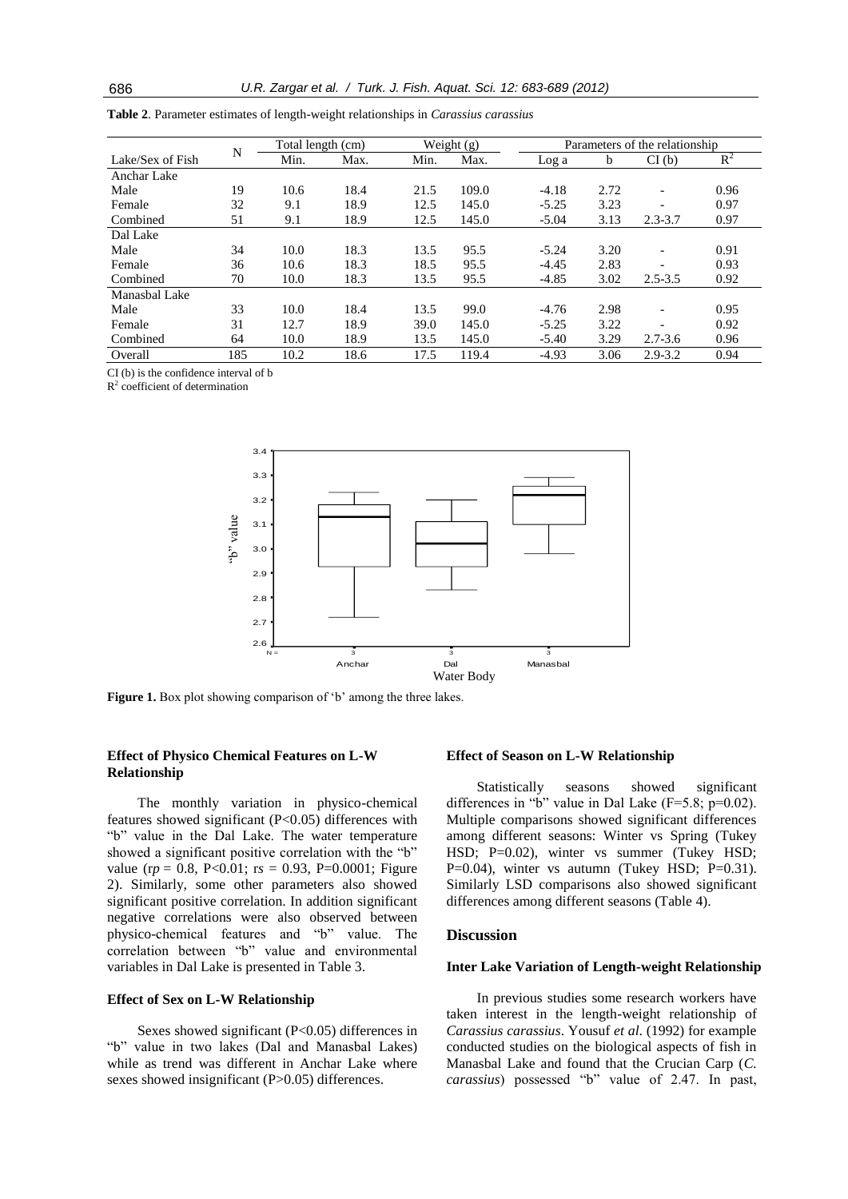**Table 2**. Parameter estimates of length-weight relationships in *Carassius carassius*

| Lake/Sex of Fish | N | Total length (cm) | | Weight (g) | | Parameters of the relationship | | | |
|---|---|---|---|---|---|---|---|---|---|
| | | Min. | Max. | Min. | Max. | Log a | b | CI (b) | $R^2$ |
| Anchar Lake | | | | | | | | | |
| Male | 19 | 10.6 | 18.4 | 21.5 | 109.0 | -4.18 | 2.72 | - | 0.96 |
| Female | 32 | 9.1 | 18.9 | 12.5 | 145.0 | -5.25 | 3.23 | - | 0.97 |
| Combined | 51 | 9.1 | 18.9 | 12.5 | 145.0 | -5.04 | 3.13 | 2.3-3.7 | 0.97 |
| Dal Lake | | | | | | | | | |
| Male | 34 | 10.0 | 18.3 | 13.5 | 95.5 | -5.24 | 3.20 | - | 0.91 |
| Female | 36 | 10.6 | 18.3 | 18.5 | 95.5 | -4.45 | 2.83 | - | 0.93 |
| Combined | 70 | 10.0 | 18.3 | 13.5 | 95.5 | -4.85 | 3.02 | 2.5-3.5 | 0.92 |
| Manasbal Lake | | | | | | | | | |
| Male | 33 | 10.0 | 18.4 | 13.5 | 99.0 | -4.76 | 2.98 | - | 0.95 |
| Female | 31 | 12.7 | 18.9 | 39.0 | 145.0 | -5.25 | 3.22 | - | 0.92 |
| Combined | 64 | 10.0 | 18.9 | 13.5 | 145.0 | -5.40 | 3.29 | 2.7-3.6 | 0.96 |
| Overall | 185 | 10.2 | 18.6 | 17.5 | 119.4 | -4.93 | 3.06 | 2.9-3.2 | 0.94 |

CI (b) is the confidence interval of b
$R^2$ coefficient of determination

**Figure 1.** Box plot showing comparison of 'b' among the three lakes.

### Effect of Physico Chemical Features on L-W Relationship

The monthly variation in physico-chemical features showed significant ($P<0.05$) differences with "b" value in the Dal Lake. The water temperature showed a significant positive correlation with the "b" value ($r_p = 0.8$, $P<0.01$; $r_s = 0.93$, $P=0.0001$; Figure 2). Similarly, some other parameters also showed significant positive correlation. In addition significant negative correlations were also observed between physico-chemical features and "b" value. The correlation between "b" value and environmental variables in Dal Lake is presented in Table 3.

### Effect of Sex on L-W Relationship

Sexes showed significant ($P<0.05$) differences in "b" value in two lakes (Dal and Manasbal Lakes) while as trend was different in Anchar Lake where sexes showed insignificant ($P>0.05$) differences.

### Effect of Season on L-W Relationship

Statistically seasons showed significant differences in "b" value in Dal Lake ($F=5.8$; $p=0.02$). Multiple comparisons showed significant differences among different seasons: Winter vs Spring (Tukey HSD; $P=0.02$), winter vs summer (Tukey HSD; $P=0.04$), winter vs autumn (Tukey HSD; $P=0.31$). Similarly LSD comparisons also showed significant differences among different seasons (Table 4).

## Discussion

### Inter Lake Variation of Length-weight Relationship

In previous studies some research workers have taken interest in the length-weight relationship of *Carassius carassius*. Yousuf *et al.* (1992) for example conducted studies on the biological aspects of fish in Manasbal Lake and found that the Crucian Carp (*C. carassius*) possessed "b" value of 2.47. In past,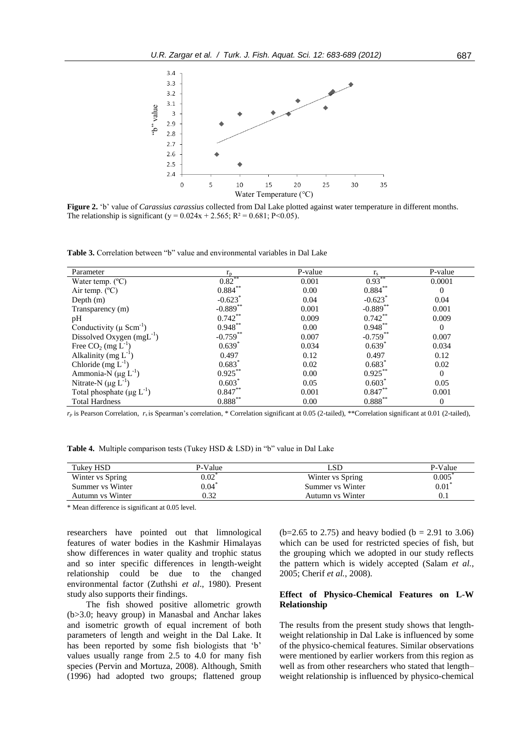**Figure 2.** 'b' value of *Carassius carassius* collected from Dal Lake plotted against water temperature in different months. The relationship is significant ($y = 0.024x + 2.565$; $R^2 = 0.681$; $P<0.05$).

**Table 3.** Correlation between "b" value and environmental variables in Dal Lake

| Parameter | $r_p$ | P-value | $r_s$ | P-value |
|---|---|---|---|---|
| Water temp. (ºC) | 0.82** | 0.001 | 0.93** | 0.0001 |
| Air temp. (ºC) | 0.884** | 0.00 | 0.884** | 0 |
| Depth (m) | -0.623* | 0.04 | -0.623* | 0.04 |
| Transparency (m) | -0.889** | 0.001 | -0.889** | 0.001 |
| pH | 0.742** | 0.009 | 0.742** | 0.009 |
| Conductivity ($\mu$ $Scm^{-1}$) | 0.948** | 0.00 | 0.948** | 0 |
| Dissolved Oxygen ($mgL^{-1}$) | -0.759** | 0.007 | -0.759** | 0.007 |
| Free $CO_2$ ($mg\ L^{-1}$) | 0.639* | 0.034 | 0.639* | 0.034 |
| Alkalinity ($mg\ L^{-1}$) | 0.497 | 0.12 | 0.497 | 0.12 |
| Chloride ($mg\ L^{-1}$) | 0.683* | 0.02 | 0.683* | 0.02 |
| Ammonia-N ($\mu g\ L^{-1}$) | 0.925** | 0.00 | 0.925** | 0 |
| Nitrate-N ($\mu g\ L^{-1}$) | 0.603* | 0.05 | 0.603* | 0.05 |
| Total phosphate ($\mu g\ L^{-1}$) | 0.847** | 0.001 | 0.847** | 0.001 |
| Total Hardness | 0.888** | 0.00 | 0.888** | 0 |

$r_p$ is Pearson Correlation, $r_s$ is Spearman's correlation, * Correlation significant at 0.05 (2-tailed), **Correlation significant at 0.01 (2-tailed),

**Table 4.** Multiple comparison tests (Tukey HSD & LSD) in "b" value in Dal Lake

| Tukey HSD | P-Value | LSD | P-Value |
|---|---|---|---|
| Winter vs Spring | 0.02* | Winter vs Spring | 0.005* |
| Summer vs Winter | 0.04* | Summer vs Winter | 0.01* |
| Autumn vs Winter | 0.32 | Autumn vs Winter | 0.1 |

\* Mean difference is significant at 0.05 level.

researchers have pointed out that limnological features of water bodies in the Kashmir Himalayas show differences in water quality and trophic status and so inter specific differences in length-weight relationship could be due to the changed environmental factor (Zuthshi *et al*., 1980). Present study also supports their findings.

The fish showed positive allometric growth (b>3.0; heavy group) in Manasbal and Anchar lakes and isometric growth of equal increment of both parameters of length and weight in the Dal Lake. It has been reported by some fish biologists that 'b' values usually range from 2.5 to 4.0 for many fish species (Pervin and Mortuza, 2008). Although, Smith (1996) had adopted two groups; flattened group (b=2.65 to 2.75) and heavy bodied (b = 2.91 to 3.06) which can be used for restricted species of fish, but the grouping which we adopted in our study reflects the pattern which is widely accepted (Salam *et al.*, 2005; Cherif *et al.*, 2008).

## Effect of Physico-Chemical Features on L-W Relationship

The results from the present study shows that length-weight relationship in Dal Lake is influenced by some of the physico-chemical features. Similar observations were mentioned by earlier workers from this region as well as from other researchers who stated that length–weight relationship is influenced by physico-chemical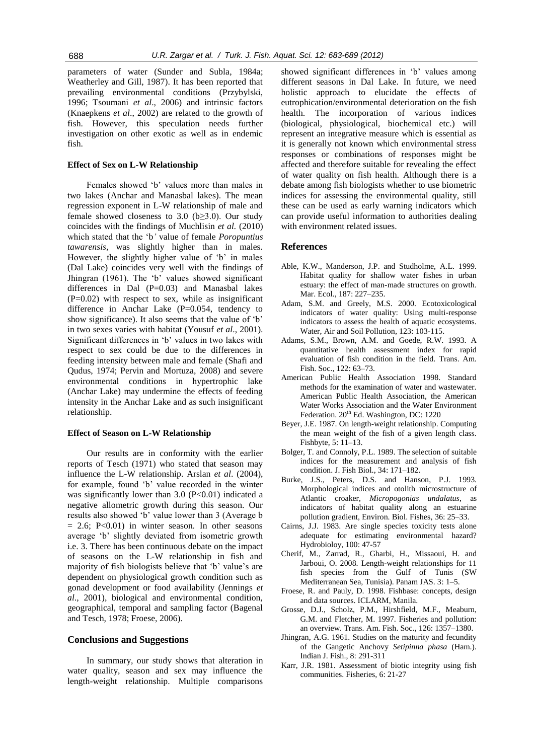parameters of water (Sunder and Subla, 1984a; Weatherley and Gill, 1987). It has been reported that prevailing environmental conditions (Przybylski, 1996; Tsoumani *et al*., 2006) and intrinsic factors (Knaepkens *et al*., 2002) are related to the growth of fish. However, this speculation needs further investigation on other exotic as well as in endemic fish.

### Effect of Sex on L-W Relationship

Females showed 'b' values more than males in two lakes (Anchar and Manasbal lakes). The mean regression exponent in L-W relationship of male and female showed closeness to 3.0 ($b \geq 3.0$). Our study coincides with the findings of Muchlisin *et al.* (2010) which stated that the 'b' value of female *Poropuntius tawarensis*, was slightly higher than in males. However, the slightly higher value of 'b' in males (Dal Lake) coincides very well with the findings of Jhingran (1961). The 'b' values showed significant differences in Dal ($P=0.03$) and Manasbal lakes ($P=0.02$) with respect to sex, while as insignificant difference in Anchar Lake ($P=0.054$, tendency to show significance). It also seems that the value of 'b' in two sexes varies with habitat (Yousuf *et al*., 2001). Significant differences in 'b' values in two lakes with respect to sex could be due to the differences in feeding intensity between male and female (Shafi and Qudus, 1974; Pervin and Mortuza, 2008) and severe environmental conditions in hypertrophic lake (Anchar Lake) may undermine the effects of feeding intensity in the Anchar Lake and as such insignificant relationship.

### Effect of Season on L-W Relationship

Our results are in conformity with the earlier reports of Tesch (1971) who stated that season may influence the L-W relationship. Arslan *et al*. (2004), for example, found 'b' value recorded in the winter was significantly lower than 3.0 ($P<0.01$) indicated a negative allometric growth during this season. Our results also showed 'b' value lower than 3 (Average b = 2.6; $P<0.01$) in winter season. In other seasons average 'b' slightly deviated from isometric growth i.e. 3. There has been continuous debate on the impact of seasons on the L-W relationship in fish and majority of fish biologists believe that 'b' value's are dependent on physiological growth condition such as gonad development or food availability (Jennings *et al*., 2001), biological and environmental condition, geographical, temporal and sampling factor (Bagenal and Tesch, 1978; Froese, 2006).

## Conclusions and Suggestions

In summary, our study shows that alteration in water quality, season and sex may influence the length-weight relationship. Multiple comparisons showed significant differences in 'b' values among different seasons in Dal Lake. In future, we need holistic approach to elucidate the effects of eutrophication/environmental deterioration on the fish health. The incorporation of various indices (biological, physiological, biochemical etc.) will represent an integrative measure which is essential as it is generally not known which environmental stress responses or combinations of responses might be affected and therefore suitable for revealing the effect of water quality on fish health. Although there is a debate among fish biologists whether to use biometric indices for assessing the environmental quality, still these can be used as early warning indicators which can provide useful information to authorities dealing with environment related issues.

## References

Able, K.W., Manderson, J.P. and Studholme, A.L. 1999. Habitat quality for shallow water fishes in urban estuary: the effect of man-made structures on growth. Mar. Ecol., 187: 227–235.

Adam, S.M. and Greely, M.S. 2000. Ecotoxicological indicators of water quality: Using multi-response indicators to assess the health of aquatic ecosystems. Water, Air and Soil Pollution, 123: 103-115.

Adams, S.M., Brown, A.M. and Goede, R.W. 1993. A quantitative health assessment index for rapid evaluation of fish condition in the field. Trans. Am. Fish. Soc., 122: 63–73.

American Public Health Association 1998. Standard methods for the examination of water and wastewater. American Public Health Association, the American Water Works Association and the Water Environment Federation. 20th Ed. Washington, DC: 1220

Beyer, J.E. 1987. On length-weight relationship. Computing the mean weight of the fish of a given length class. Fishbyte, 5: 11–13.

Bolger, T. and Connoly, P.L. 1989. The selection of suitable indices for the measurement and analysis of fish condition. J. Fish Biol., 34: 171–182.

Burke, J.S., Peters, D.S. and Hanson, P.J. 1993. Morphological indices and otolith microstructure of Atlantic croaker, *Micropogonias undalatus*, as indicators of habitat quality along an estuarine pollution gradient, Environ. Biol. Fishes, 36: 25–33.

Cairns, J.J. 1983. Are single species toxicity tests alone adequate for estimating environmental hazard? Hydrobioloy, 100: 47-57

Cherif, M., Zarrad, R., Gharbi, H., Missaoui, H. and Jarboui, O. 2008. Length-weight relationships for 11 fish species from the Gulf of Tunis (SW Mediterranean Sea, Tunisia). Panam JAS. 3: 1–5.

Froese, R. and Pauly, D. 1998. Fishbase: concepts, design and data sources. ICLARM, Manila.

Grosse, D.J., Scholz, P.M., Hirshfield, M.F., Meaburn, G.M. and Fletcher, M. 1997. Fisheries and pollution: an overview. Trans. Am. Fish. Soc., 126: 1357–1380.

Jhingran, A.G. 1961. Studies on the maturity and fecundity of the Gangetic Anchovy *Setipinna phasa* (Ham.). Indian J. Fish., 8: 291-311

Karr, J.R. 1981. Assessment of biotic integrity using fish communities. Fisheries, 6: 21-27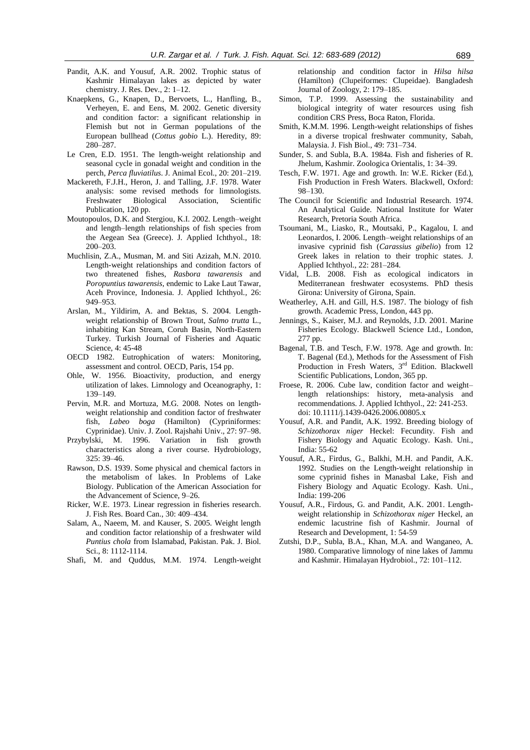Pandit, A.K. and Yousuf, A.R. 2002. Trophic status of Kashmir Himalayan lakes as depicted by water chemistry. J. Res. Dev., 2: 1–12.

Knaepkens, G., Knapen, D., Bervoets, L., Hanfling, B., Verheyen, E. and Eens, M. 2002. Genetic diversity and condition factor: a significant relationship in Flemish but not in German populations of the European bullhead (*Cottus gobio* L.). Heredity, 89: 280–287.

Le Cren, E.D. 1951. The length-weight relationship and seasonal cycle in gonadal weight and condition in the perch, *Perca fluviatilus*. J. Animal Ecol., 20: 201–219.

Mackereth, F.J.H., Heron, J. and Talling, J.F. 1978. Water analysis: some revised methods for limnologists. Freshwater Biological Association, Scientific Publication, 120 pp.

Moutopoulos, D.K. and Stergiou, K.I. 2002. Length–weight and length–length relationships of fish species from the Aegean Sea (Greece). J. Applied Ichthyol., 18: 200–203.

Muchlisin, Z.A., Musman, M. and Siti Azizah, M.N. 2010. Length-weight relationships and condition factors of two threatened fishes, *Rasbora tawarensis* and *Poropuntius tawarensis*, endemic to Lake Laut Tawar, Aceh Province, Indonesia. J. Applied Ichthyol., 26: 949–953.

Arslan, M., Yildirim, A. and Bektas, S. 2004. Length-weight relationship of Brown Trout, *Salmo trutta* L., inhabiting Kan Stream, Coruh Basin, North-Eastern Turkey. Turkish Journal of Fisheries and Aquatic Science, 4: 45-48

OECD 1982. Eutrophication of waters: Monitoring, assessment and control. OECD, Paris, 154 pp.

Ohle, W. 1956. Bioactivity, production, and energy utilization of lakes. Limnology and Oceanography, 1: 139–149.

Pervin, M.R. and Mortuza, M.G. 2008. Notes on length-weight relationship and condition factor of freshwater fish, *Labeo boga* (Hamilton) (Cypriniformes: Cyprinidae). Univ. J. Zool. Rajshahi Univ., 27: 97–98.

Przybylski, M. 1996. Variation in fish growth characteristics along a river course. Hydrobiology, 325: 39–46.

Rawson, D.S. 1939. Some physical and chemical factors in the metabolism of lakes. In Problems of Lake Biology. Publication of the American Association for the Advancement of Science, 9–26.

Ricker, W.E. 1973. Linear regression in fisheries research. J. Fish Res. Board Can., 30: 409–434.

Salam, A., Naeem, M. and Kauser, S. 2005. Weight length and condition factor relationship of a freshwater wild *Puntius chola* from Islamabad, Pakistan. Pak. J. Biol. Sci., 8: 1112-1114.

Shafi, M. and Quddus, M.M. 1974. Length-weight relationship and condition factor in *Hilsa hilsa* (Hamilton) (Clupeiformes: Clupeidae). Bangladesh Journal of Zoology, 2: 179–185.

Simon, T.P. 1999. Assessing the sustainability and biological integrity of water resources using fish condition CRS Press, Boca Raton, Florida.

Smith, K.M.M. 1996. Length-weight relationships of fishes in a diverse tropical freshwater community, Sabah, Malaysia. J. Fish Biol., 49: 731–734.

Sunder, S. and Subla, B.A. 1984a. Fish and fisheries of R. Jhelum, Kashmir. Zoologica Orientalis, 1: 34–39.

Tesch, F.W. 1971. Age and growth. In: W.E. Ricker (Ed.), Fish Production in Fresh Waters. Blackwell, Oxford: 98–130.

The Council for Scientific and Industrial Research. 1974. An Analytical Guide. National Institute for Water Research, Pretoria South Africa.

Tsoumani, M., Liasko, R., Moutsaki, P., Kagalou, I. and Leonardos, I. 2006. Length–weight relationships of an invasive cyprinid fish (*Carassius gibelio*) from 12 Greek lakes in relation to their trophic states. J. Applied Ichthyol., 22: 281–284.

Vidal, L.B. 2008. Fish as ecological indicators in Mediterranean freshwater ecosystems. PhD thesis Girona: University of Girona, Spain.

Weatherley, A.H. and Gill, H.S. 1987. The biology of fish growth. Academic Press, London, 443 pp.

Jennings, S., Kaiser, M.J. and Reynolds, J.D. 2001. Marine Fisheries Ecology. Blackwell Science Ltd., London, 277 pp.

Bagenal, T.B. and Tesch, F.W. 1978. Age and growth. In: T. Bagenal (Ed.), Methods for the Assessment of Fish Production in Fresh Waters, 3rd Edition. Blackwell Scientific Publications, London, 365 pp.

Froese, R. 2006. Cube law, condition factor and weight–length relationships: history, meta-analysis and recommendations. J. Applied Ichthyol., 22: 241-253. doi: 10.1111/j.1439-0426.2006.00805.x

Yousuf, A.R. and Pandit, A.K. 1992. Breeding biology of *Schizothorax niger* Heckel: Fecundity. Fish and Fishery Biology and Aquatic Ecology. Kash. Uni., India: 55-62

Yousuf, A.R., Firdus, G., Balkhi, M.H. and Pandit, A.K. 1992. Studies on the Length-weight relationship in some cyprinid fishes in Manasbal Lake, Fish and Fishery Biology and Aquatic Ecology. Kash. Uni., India: 199-206

Yousuf, A.R., Firdous, G. and Pandit, A.K. 2001. Length-weight relationship in *Schizothorax niger* Heckel, an endemic lacustrine fish of Kashmir. Journal of Research and Development, 1: 54-59

Zutshi, D.P., Subla, B.A., Khan, M.A. and Wanganeo, A. 1980. Comparative limnology of nine lakes of Jammu and Kashmir. Himalayan Hydrobiol., 72: 101–112.